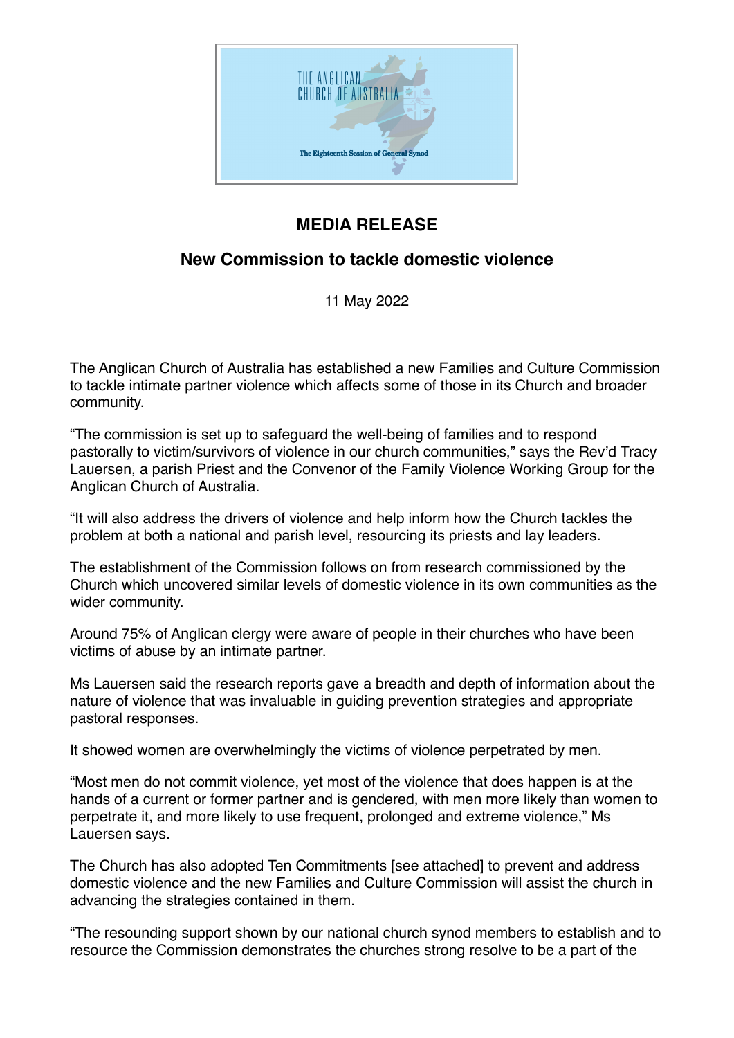THE ANGLICAN CHURCH OF AUSTRALIA

The Eighteenth Session of General Synod

## MEDIA RELEASE

## New Commission to tackle domestic violence

11 May 2022

The Anglican Church of Australia has established a new Families and Culture Commission to tackle intimate partner violence which affects some of those in its Church and broader community.

"The commission is set up to safeguard the well-being of families and to respond pastorally to victim/survivors of violence in our church communities," says the Rev'd Tracy Lauersen, a parish Priest and the Convenor of the Family Violence Working Group for the Anglican Church of Australia.

"It will also address the drivers of violence and help inform how the Church tackles the problem at both a national and parish level, resourcing its priests and lay leaders.

The establishment of the Commission follows on from research commissioned by the Church which uncovered similar levels of domestic violence in its own communities as the wider community.

Around 75% of Anglican clergy were aware of people in their churches who have been victims of abuse by an intimate partner.

Ms Lauersen said the research reports gave a breadth and depth of information about the nature of violence that was invaluable in guiding prevention strategies and appropriate pastoral responses.

It showed women are overwhelmingly the victims of violence perpetrated by men.

"Most men do not commit violence, yet most of the violence that does happen is at the hands of a current or former partner and is gendered, with men more likely than women to perpetrate it, and more likely to use frequent, prolonged and extreme violence," Ms Lauersen says.

The Church has also adopted Ten Commitments [see attached] to prevent and address domestic violence and the new Families and Culture Commission will assist the church in advancing the strategies contained in them.

"The resounding support shown by our national church synod members to establish and to resource the Commission demonstrates the churches strong resolve to be a part of the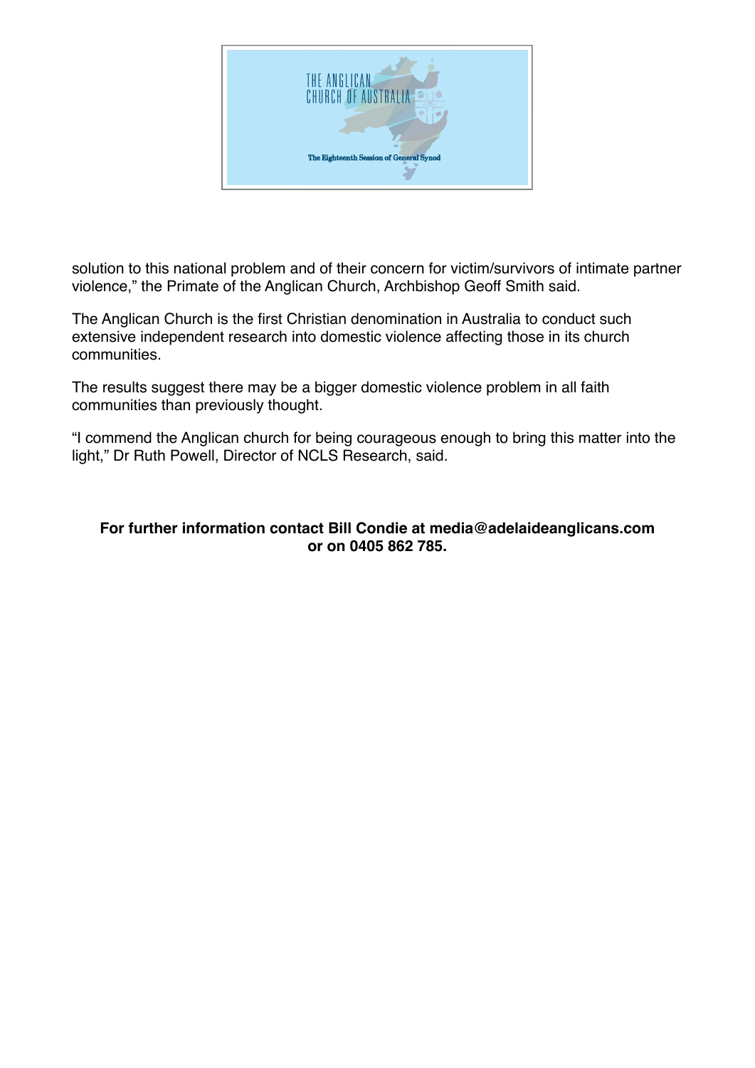solution to this national problem and of their concern for victim/survivors of intimate partner violence," the Primate of the Anglican Church, Archbishop Geoff Smith said.

The Anglican Church is the first Christian denomination in Australia to conduct such extensive independent research into domestic violence affecting those in its church communities.

The results suggest there may be a bigger domestic violence problem in all faith communities than previously thought.

"I commend the Anglican church for being courageous enough to bring this matter into the light," Dr Ruth Powell, Director of NCLS Research, said.

**For further information contact Bill Condie at media@adelaideanglicans.com or on 0405 862 785.**